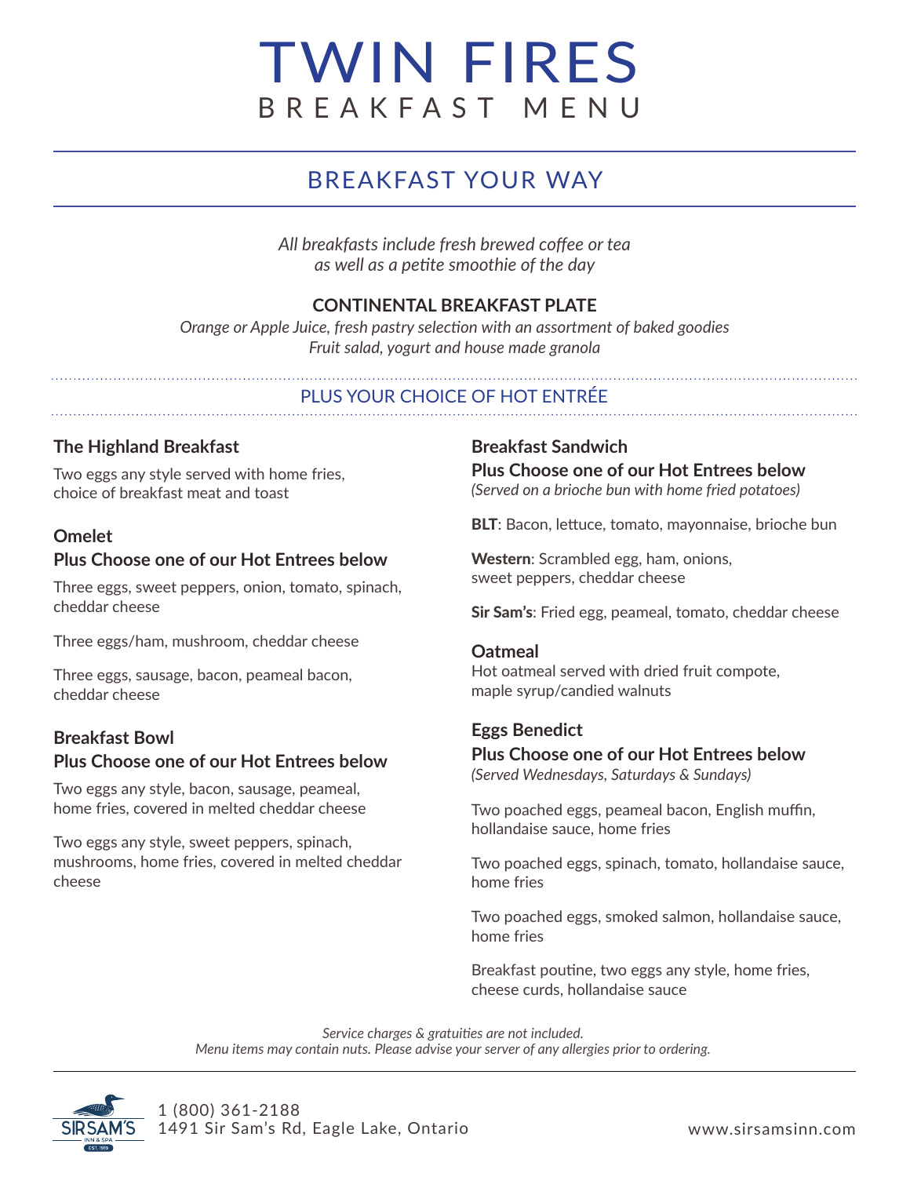# TWIN FIRES

## BREAKFAST MENU

## BREAKFAST YOUR WAY

*All breakfasts include fresh brewed coffee or tea as well as a petite smoothie of the day*

**CONTINENTAL BREAKFAST PLATE**

*Orange or Apple Juice, fresh pastry selection with an assortment of baked goodies*
*Fruit salad, yogurt and house made granola*

### PLUS YOUR CHOICE OF HOT ENTRÉE

**The Highland Breakfast**

Two eggs any style served with home fries, choice of breakfast meat and toast

**Omelet**
**Plus Choose one of our Hot Entrees below**

Three eggs, sweet peppers, onion, tomato, spinach, cheddar cheese

Three eggs/ham, mushroom, cheddar cheese

Three eggs, sausage, bacon, peameal bacon, cheddar cheese

**Breakfast Bowl**
**Plus Choose one of our Hot Entrees below**

Two eggs any style, bacon, sausage, peameal, home fries, covered in melted cheddar cheese

Two eggs any style, sweet peppers, spinach, mushrooms, home fries, covered in melted cheddar cheese

**Breakfast Sandwich**
**Plus Choose one of our Hot Entrees below**
*(Served on a brioche bun with home fried potatoes)*

**BLT**: Bacon, lettuce, tomato, mayonnaise, brioche bun

**Western**: Scrambled egg, ham, onions, sweet peppers, cheddar cheese

**Sir Sam's**: Fried egg, peameal, tomato, cheddar cheese

**Oatmeal**

Hot oatmeal served with dried fruit compote, maple syrup/candied walnuts

**Eggs Benedict**
**Plus Choose one of our Hot Entrees below**
*(Served Wednesdays, Saturdays & Sundays)*

Two poached eggs, peameal bacon, English muffin, hollandaise sauce, home fries

Two poached eggs, spinach, tomato, hollandaise sauce, home fries

Two poached eggs, smoked salmon, hollandaise sauce, home fries

Breakfast poutine, two eggs any style, home fries, cheese curds, hollandaise sauce

*Service charges & gratuities are not included.*
*Menu items may contain nuts. Please advise your server of any allergies prior to ordering.*

SIR SAM'S INN & SPA EST. 1919

1 (800) 361-2188
1491 Sir Sam's Rd, Eagle Lake, Ontario

www.sirsamsinn.com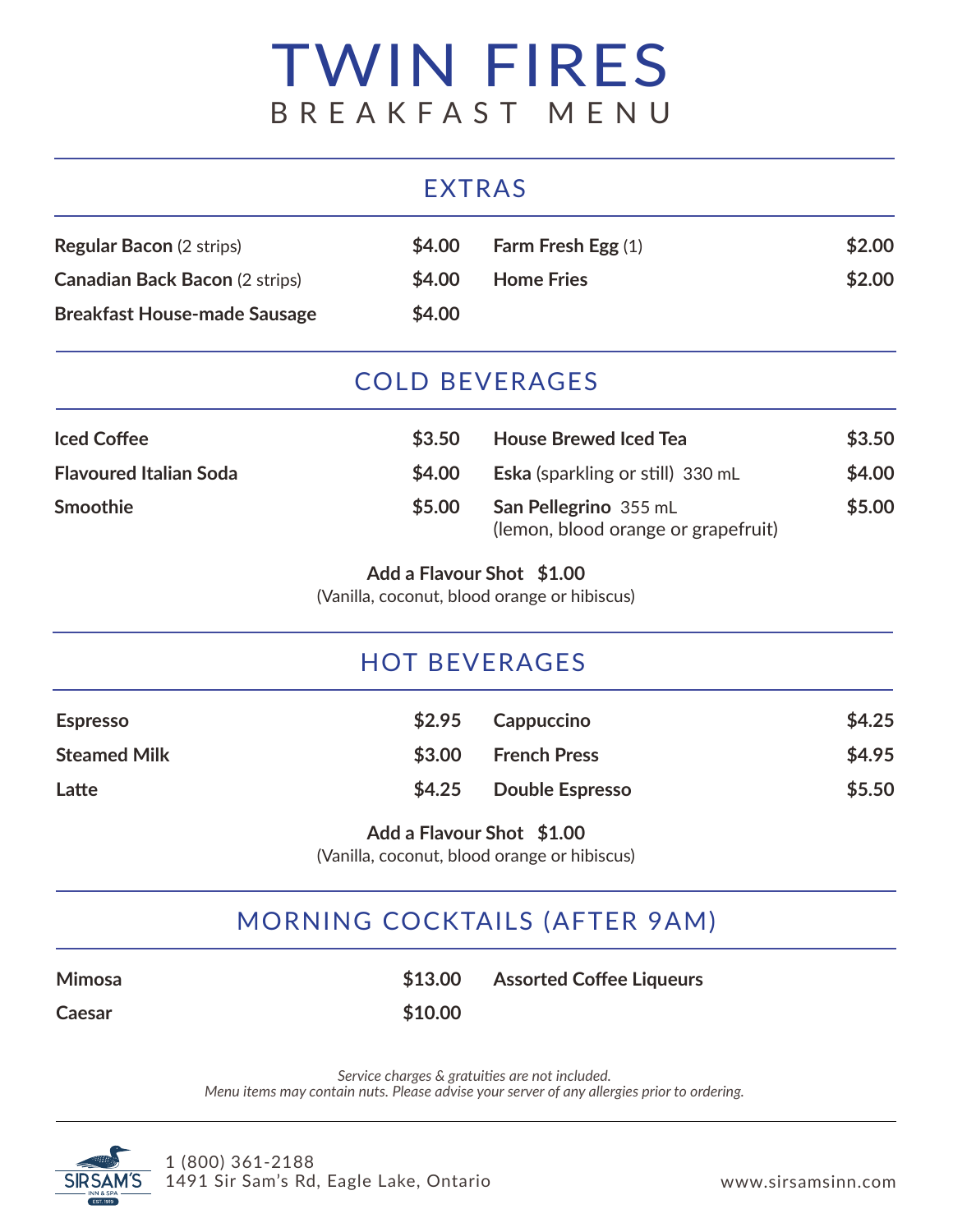# TWIN FIRES

BREAKFAST MENU

## EXTRAS

**Regular Bacon** (2 strips) **$4.00**

**Canadian Back Bacon** (2 strips) **$4.00**

**Breakfast House-made Sausage** **$4.00**

**Farm Fresh Egg** (1) **$2.00**

**Home Fries** **$2.00**

## COLD BEVERAGES

**Iced Coffee** **$3.50**

**Flavoured Italian Soda** **$4.00**

**Smoothie** **$5.00**

**House Brewed Iced Tea** **$3.50**

**Eska** (sparkling or still) 330 mL **$4.00**

**San Pellegrino** 355 mL (lemon, blood orange or grapefruit) **$5.00**

**Add a Flavour Shot $1.00**
(Vanilla, coconut, blood orange or hibiscus)

## HOT BEVERAGES

**Espresso** **$2.95**

**Steamed Milk** **$3.00**

**Latte** **$4.25**

**Cappuccino** **$4.25**

**French Press** **$4.95**

**Double Espresso** **$5.50**

**Add a Flavour Shot $1.00**
(Vanilla, coconut, blood orange or hibiscus)

## MORNING COCKTAILS (AFTER 9AM)

**Mimosa** **$13.00**

**Caesar** **$10.00**

**Assorted Coffee Liqueurs**

*Service charges & gratuities are not included.*
*Menu items may contain nuts. Please advise your server of any allergies prior to ordering.*

SIR SAM'S INN & SPA EST. 1919

1 (800) 361-2188
1491 Sir Sam's Rd, Eagle Lake, Ontario

www.sirsamsinn.com